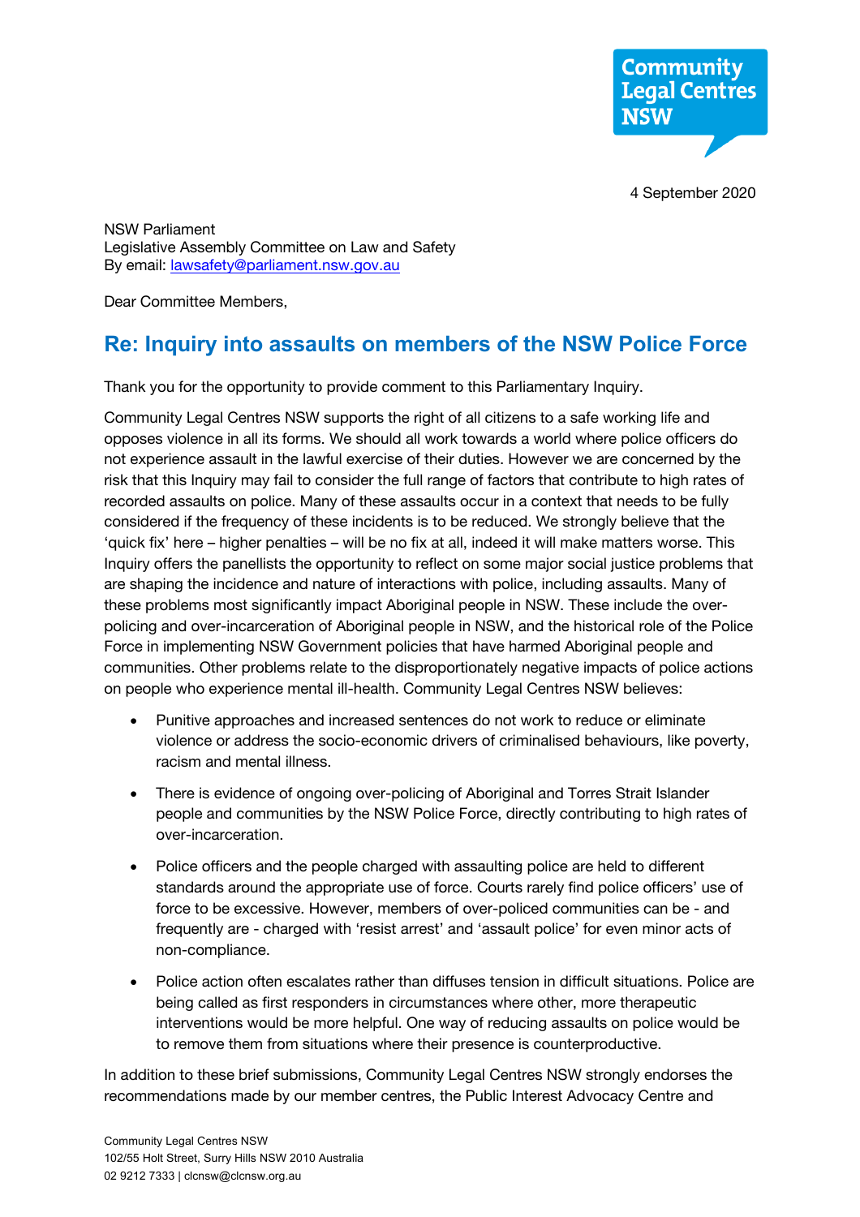Community Legal Centres NSW

4 September 2020

NSW Parliament
Legislative Assembly Committee on Law and Safety
By email: lawsafety@parliament.nsw.gov.au

Dear Committee Members,

## Re: Inquiry into assaults on members of the NSW Police Force

Thank you for the opportunity to provide comment to this Parliamentary Inquiry.

Community Legal Centres NSW supports the right of all citizens to a safe working life and opposes violence in all its forms. We should all work towards a world where police officers do not experience assault in the lawful exercise of their duties. However we are concerned by the risk that this Inquiry may fail to consider the full range of factors that contribute to high rates of recorded assaults on police. Many of these assaults occur in a context that needs to be fully considered if the frequency of these incidents is to be reduced. We strongly believe that the 'quick fix' here – higher penalties – will be no fix at all, indeed it will make matters worse. This Inquiry offers the panellists the opportunity to reflect on some major social justice problems that are shaping the incidence and nature of interactions with police, including assaults. Many of these problems most significantly impact Aboriginal people in NSW. These include the over-policing and over-incarceration of Aboriginal people in NSW, and the historical role of the Police Force in implementing NSW Government policies that have harmed Aboriginal people and communities. Other problems relate to the disproportionately negative impacts of police actions on people who experience mental ill-health. Community Legal Centres NSW believes:

- Punitive approaches and increased sentences do not work to reduce or eliminate violence or address the socio-economic drivers of criminalised behaviours, like poverty, racism and mental illness.
- There is evidence of ongoing over-policing of Aboriginal and Torres Strait Islander people and communities by the NSW Police Force, directly contributing to high rates of over-incarceration.
- Police officers and the people charged with assaulting police are held to different standards around the appropriate use of force. Courts rarely find police officers' use of force to be excessive. However, members of over-policed communities can be - and frequently are - charged with 'resist arrest' and 'assault police' for even minor acts of non-compliance.
- Police action often escalates rather than diffuses tension in difficult situations. Police are being called as first responders in circumstances where other, more therapeutic interventions would be more helpful. One way of reducing assaults on police would be to remove them from situations where their presence is counterproductive.

In addition to these brief submissions, Community Legal Centres NSW strongly endorses the recommendations made by our member centres, the Public Interest Advocacy Centre and

Community Legal Centres NSW
102/55 Holt Street, Surry Hills NSW 2010 Australia
02 9212 7333 | clcnsw@clcnsw.org.au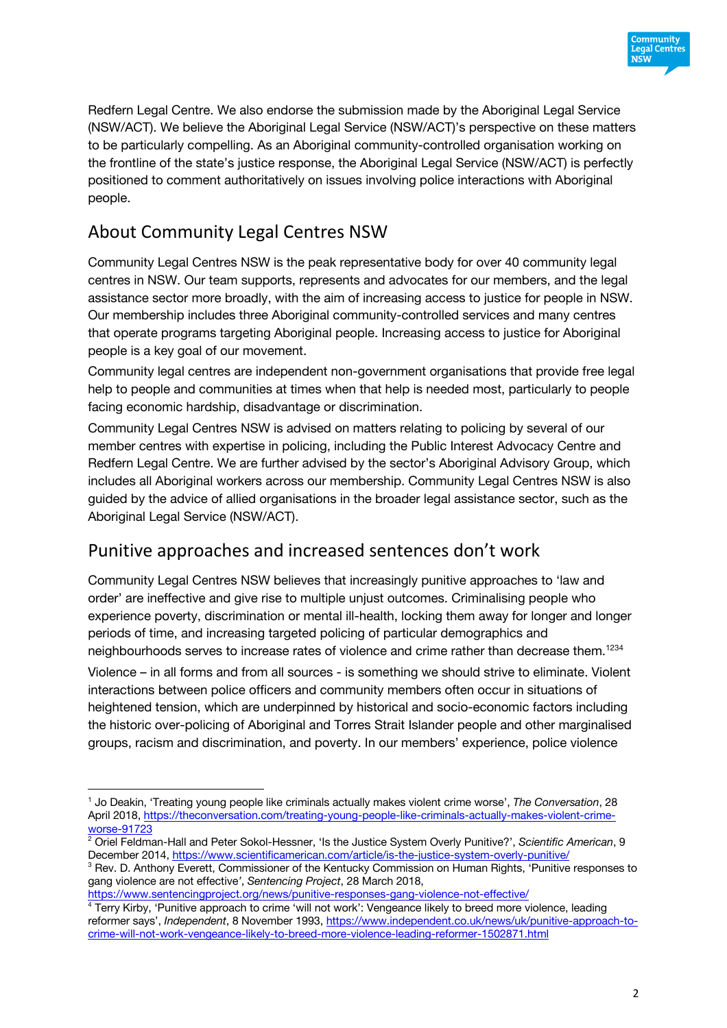Redfern Legal Centre. We also endorse the submission made by the Aboriginal Legal Service (NSW/ACT). We believe the Aboriginal Legal Service (NSW/ACT)'s perspective on these matters to be particularly compelling. As an Aboriginal community-controlled organisation working on the frontline of the state's justice response, the Aboriginal Legal Service (NSW/ACT) is perfectly positioned to comment authoritatively on issues involving police interactions with Aboriginal people.

## About Community Legal Centres NSW

Community Legal Centres NSW is the peak representative body for over 40 community legal centres in NSW. Our team supports, represents and advocates for our members, and the legal assistance sector more broadly, with the aim of increasing access to justice for people in NSW. Our membership includes three Aboriginal community-controlled services and many centres that operate programs targeting Aboriginal people. Increasing access to justice for Aboriginal people is a key goal of our movement.

Community legal centres are independent non-government organisations that provide free legal help to people and communities at times when that help is needed most, particularly to people facing economic hardship, disadvantage or discrimination.

Community Legal Centres NSW is advised on matters relating to policing by several of our member centres with expertise in policing, including the Public Interest Advocacy Centre and Redfern Legal Centre. We are further advised by the sector's Aboriginal Advisory Group, which includes all Aboriginal workers across our membership. Community Legal Centres NSW is also guided by the advice of allied organisations in the broader legal assistance sector, such as the Aboriginal Legal Service (NSW/ACT).

## Punitive approaches and increased sentences don't work

Community Legal Centres NSW believes that increasingly punitive approaches to 'law and order' are ineffective and give rise to multiple unjust outcomes. Criminalising people who experience poverty, discrimination or mental ill-health, locking them away for longer and longer periods of time, and increasing targeted policing of particular demographics and neighbourhoods serves to increase rates of violence and crime rather than decrease them.[1][2][3][4]

Violence – in all forms and from all sources - is something we should strive to eliminate. Violent interactions between police officers and community members often occur in situations of heightened tension, which are underpinned by historical and socio-economic factors including the historic over-policing of Aboriginal and Torres Strait Islander people and other marginalised groups, racism and discrimination, and poverty. In our members' experience, police violence

---

[1] Jo Deakin, 'Treating young people like criminals actually makes violent crime worse', *The Conversation*, 28 April 2018, https://theconversation.com/treating-young-people-like-criminals-actually-makes-violent-crime-worse-91723

[2] Oriel Feldman-Hall and Peter Sokol-Hessner, 'Is the Justice System Overly Punitive?', *Scientific American*, 9 December 2014, https://www.scientificamerican.com/article/is-the-justice-system-overly-punitive/

[3] Rev. D. Anthony Everett, Commissioner of the Kentucky Commission on Human Rights, 'Punitive responses to gang violence are not effective', *Sentencing Project*, 28 March 2018, https://www.sentencingproject.org/news/punitive-responses-gang-violence-not-effective/

[4] Terry Kirby, 'Punitive approach to crime 'will not work': Vengeance likely to breed more violence, leading reformer says', *Independent*, 8 November 1993, https://www.independent.co.uk/news/uk/punitive-approach-to-crime-will-not-work-vengeance-likely-to-breed-more-violence-leading-reformer-1502871.html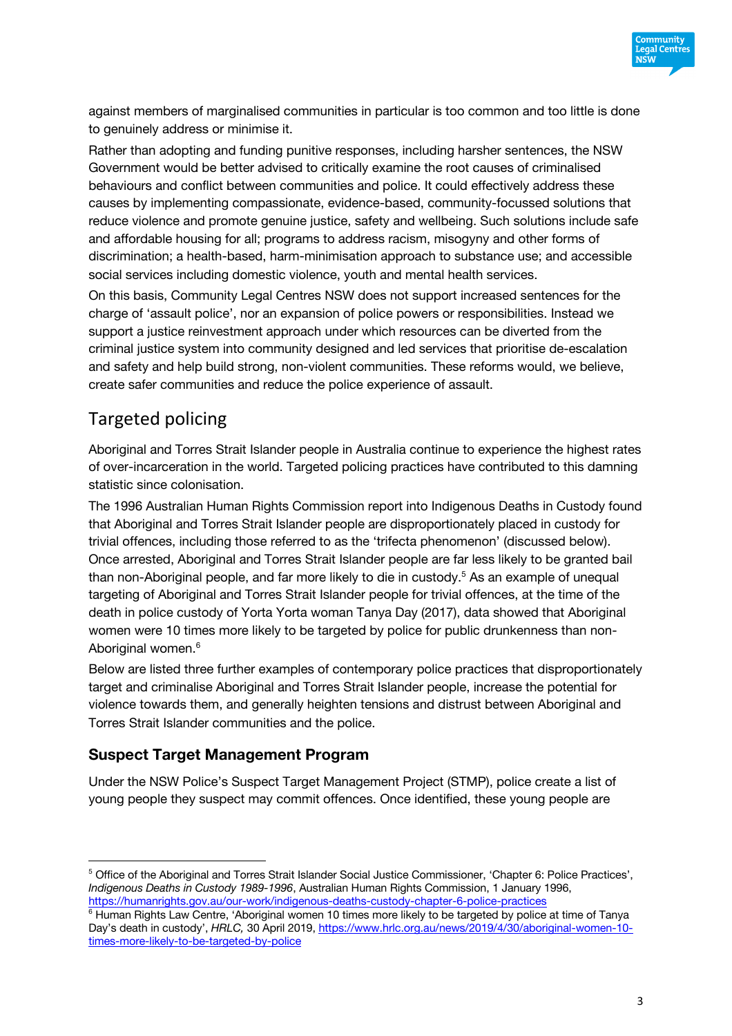against members of marginalised communities in particular is too common and too little is done to genuinely address or minimise it.

Rather than adopting and funding punitive responses, including harsher sentences, the NSW Government would be better advised to critically examine the root causes of criminalised behaviours and conflict between communities and police. It could effectively address these causes by implementing compassionate, evidence-based, community-focussed solutions that reduce violence and promote genuine justice, safety and wellbeing. Such solutions include safe and affordable housing for all; programs to address racism, misogyny and other forms of discrimination; a health-based, harm-minimisation approach to substance use; and accessible social services including domestic violence, youth and mental health services.

On this basis, Community Legal Centres NSW does not support increased sentences for the charge of 'assault police', nor an expansion of police powers or responsibilities. Instead we support a justice reinvestment approach under which resources can be diverted from the criminal justice system into community designed and led services that prioritise de-escalation and safety and help build strong, non-violent communities. These reforms would, we believe, create safer communities and reduce the police experience of assault.

## Targeted policing

Aboriginal and Torres Strait Islander people in Australia continue to experience the highest rates of over-incarceration in the world. Targeted policing practices have contributed to this damning statistic since colonisation.

The 1996 Australian Human Rights Commission report into Indigenous Deaths in Custody found that Aboriginal and Torres Strait Islander people are disproportionately placed in custody for trivial offences, including those referred to as the 'trifecta phenomenon' (discussed below). Once arrested, Aboriginal and Torres Strait Islander people are far less likely to be granted bail than non-Aboriginal people, and far more likely to die in custody.[5] As an example of unequal targeting of Aboriginal and Torres Strait Islander people for trivial offences, at the time of the death in police custody of Yorta Yorta woman Tanya Day (2017), data showed that Aboriginal women were 10 times more likely to be targeted by police for public drunkenness than non-Aboriginal women.[6]

Below are listed three further examples of contemporary police practices that disproportionately target and criminalise Aboriginal and Torres Strait Islander people, increase the potential for violence towards them, and generally heighten tensions and distrust between Aboriginal and Torres Strait Islander communities and the police.

### Suspect Target Management Program

Under the NSW Police's Suspect Target Management Project (STMP), police create a list of young people they suspect may commit offences. Once identified, these young people are

---

[5] Office of the Aboriginal and Torres Strait Islander Social Justice Commissioner, 'Chapter 6: Police Practices', *Indigenous Deaths in Custody 1989-1996*, Australian Human Rights Commission, 1 January 1996, https://humanrights.gov.au/our-work/indigenous-deaths-custody-chapter-6-police-practices

[6] Human Rights Law Centre, 'Aboriginal women 10 times more likely to be targeted by police at time of Tanya Day's death in custody', *HRLC,* 30 April 2019, https://www.hrlc.org.au/news/2019/4/30/aboriginal-women-10-times-more-likely-to-be-targeted-by-police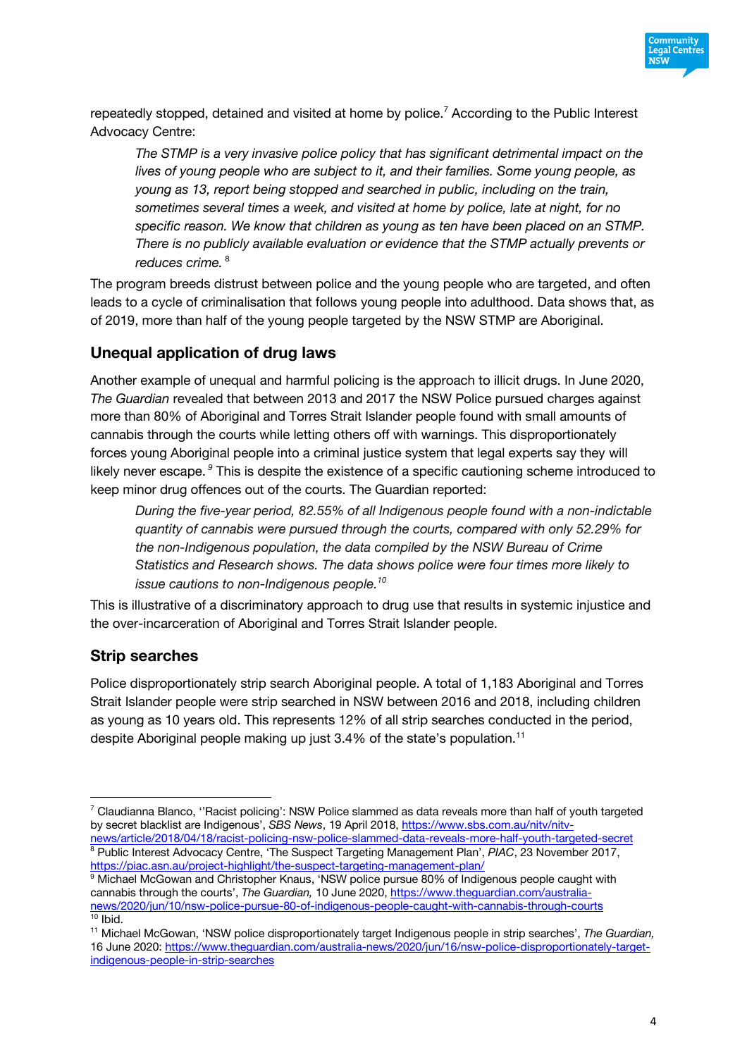repeatedly stopped, detained and visited at home by police.[7] According to the Public Interest Advocacy Centre:

> *The STMP is a very invasive police policy that has significant detrimental impact on the lives of young people who are subject to it, and their families. Some young people, as young as 13, report being stopped and searched in public, including on the train, sometimes several times a week, and visited at home by police, late at night, for no specific reason. We know that children as young as ten have been placed on an STMP. There is no publicly available evaluation or evidence that the STMP actually prevents or reduces crime.* [8]

The program breeds distrust between police and the young people who are targeted, and often leads to a cycle of criminalisation that follows young people into adulthood. Data shows that, as of 2019, more than half of the young people targeted by the NSW STMP are Aboriginal.

## Unequal application of drug laws

Another example of unequal and harmful policing is the approach to illicit drugs. In June 2020, *The Guardian* revealed that between 2013 and 2017 the NSW Police pursued charges against more than 80% of Aboriginal and Torres Strait Islander people found with small amounts of cannabis through the courts while letting others off with warnings. This disproportionately forces young Aboriginal people into a criminal justice system that legal experts say they will likely never escape. [9] This is despite the existence of a specific cautioning scheme introduced to keep minor drug offences out of the courts. The Guardian reported:

> *During the five-year period, 82.55% of all Indigenous people found with a non-indictable quantity of cannabis were pursued through the courts, compared with only 52.29% for the non-Indigenous population, the data compiled by the NSW Bureau of Crime Statistics and Research shows. The data shows police were four times more likely to issue cautions to non-Indigenous people.*[10]

This is illustrative of a discriminatory approach to drug use that results in systemic injustice and the over-incarceration of Aboriginal and Torres Strait Islander people.

## Strip searches

Police disproportionately strip search Aboriginal people. A total of 1,183 Aboriginal and Torres Strait Islander people were strip searched in NSW between 2016 and 2018, including children as young as 10 years old. This represents 12% of all strip searches conducted in the period, despite Aboriginal people making up just 3.4% of the state's population.[11]

---

[7] Claudianna Blanco, ''Racist policing': NSW Police slammed as data reveals more than half of youth targeted by secret blacklist are Indigenous', *SBS News*, 19 April 2018, https://www.sbs.com.au/nitv/nitv-news/article/2018/04/18/racist-policing-nsw-police-slammed-data-reveals-more-half-youth-targeted-secret

[8] Public Interest Advocacy Centre, 'The Suspect Targeting Management Plan', *PIAC*, 23 November 2017, https://piac.asn.au/project-highlight/the-suspect-targeting-management-plan/

[9] Michael McGowan and Christopher Knaus, 'NSW police pursue 80% of Indigenous people caught with cannabis through the courts', *The Guardian,* 10 June 2020, https://www.theguardian.com/australia-news/2020/jun/10/nsw-police-pursue-80-of-indigenous-people-caught-with-cannabis-through-courts

[10] Ibid.

[11] Michael McGowan, 'NSW police disproportionately target Indigenous people in strip searches', *The Guardian,* 16 June 2020: https://www.theguardian.com/australia-news/2020/jun/16/nsw-police-disproportionately-target-indigenous-people-in-strip-searches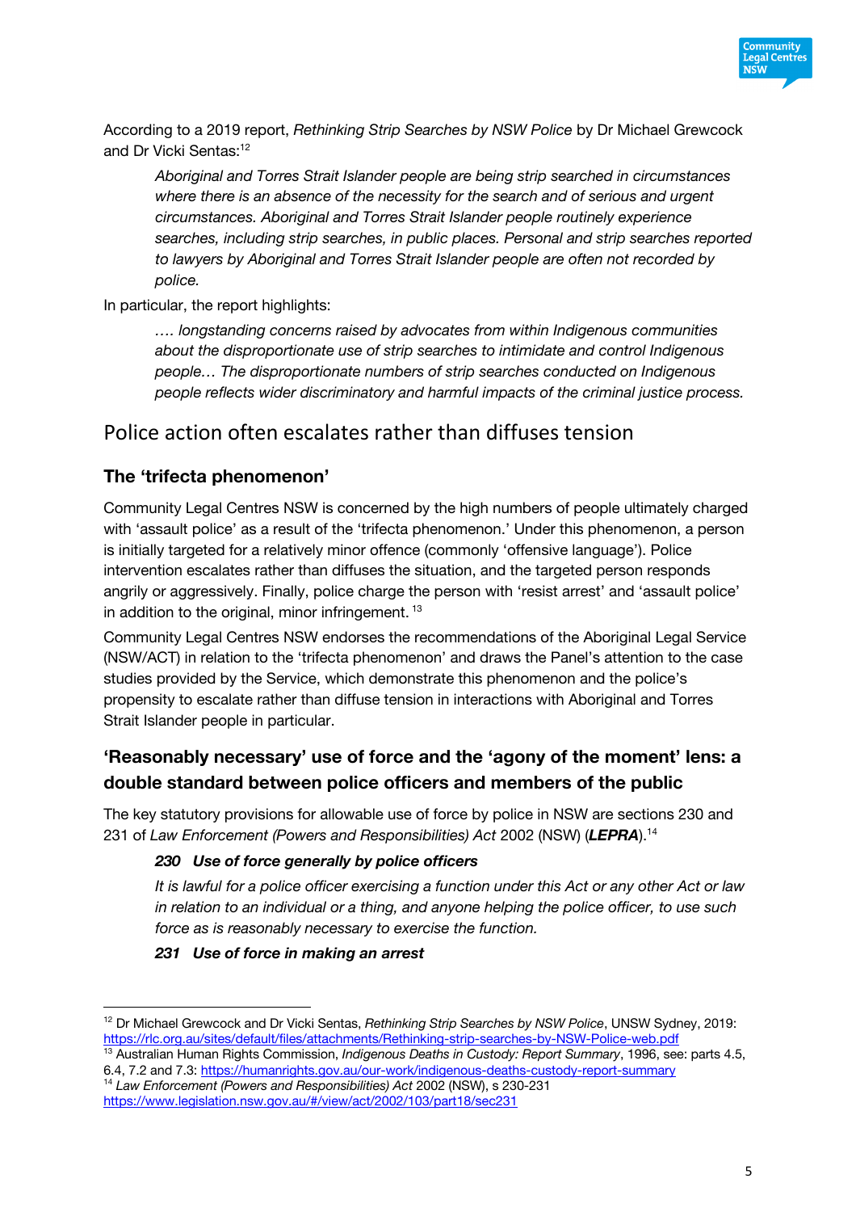According to a 2019 report, *Rethinking Strip Searches by NSW Police* by Dr Michael Grewcock and Dr Vicki Sentas:[12]

> *Aboriginal and Torres Strait Islander people are being strip searched in circumstances where there is an absence of the necessity for the search and of serious and urgent circumstances. Aboriginal and Torres Strait Islander people routinely experience searches, including strip searches, in public places. Personal and strip searches reported to lawyers by Aboriginal and Torres Strait Islander people are often not recorded by police.*

In particular, the report highlights:

> *…. longstanding concerns raised by advocates from within Indigenous communities about the disproportionate use of strip searches to intimidate and control Indigenous people… The disproportionate numbers of strip searches conducted on Indigenous people reflects wider discriminatory and harmful impacts of the criminal justice process.*

## Police action often escalates rather than diffuses tension

### The 'trifecta phenomenon'

Community Legal Centres NSW is concerned by the high numbers of people ultimately charged with 'assault police' as a result of the 'trifecta phenomenon.' Under this phenomenon, a person is initially targeted for a relatively minor offence (commonly 'offensive language'). Police intervention escalates rather than diffuses the situation, and the targeted person responds angrily or aggressively. Finally, police charge the person with 'resist arrest' and 'assault police' in addition to the original, minor infringement.[13]

Community Legal Centres NSW endorses the recommendations of the Aboriginal Legal Service (NSW/ACT) in relation to the 'trifecta phenomenon' and draws the Panel's attention to the case studies provided by the Service, which demonstrate this phenomenon and the police's propensity to escalate rather than diffuse tension in interactions with Aboriginal and Torres Strait Islander people in particular.

### 'Reasonably necessary' use of force and the 'agony of the moment' lens: a double standard between police officers and members of the public

The key statutory provisions for allowable use of force by police in NSW are sections 230 and 231 of *Law Enforcement (Powers and Responsibilities) Act* 2002 (NSW) (***LEPRA***).[14]

> ***230 Use of force generally by police officers***
>
> *It is lawful for a police officer exercising a function under this Act or any other Act or law in relation to an individual or a thing, and anyone helping the police officer, to use such force as is reasonably necessary to exercise the function.*
>
> ***231 Use of force in making an arrest***

---

[12] Dr Michael Grewcock and Dr Vicki Sentas, *Rethinking Strip Searches by NSW Police*, UNSW Sydney, 2019: https://rlc.org.au/sites/default/files/attachments/Rethinking-strip-searches-by-NSW-Police-web.pdf

[13] Australian Human Rights Commission, *Indigenous Deaths in Custody: Report Summary*, 1996, see: parts 4.5, 6.4, 7.2 and 7.3: https://humanrights.gov.au/our-work/indigenous-deaths-custody-report-summary

[14] *Law Enforcement (Powers and Responsibilities) Act* 2002 (NSW), s 230-231 https://www.legislation.nsw.gov.au/#/view/act/2002/103/part18/sec231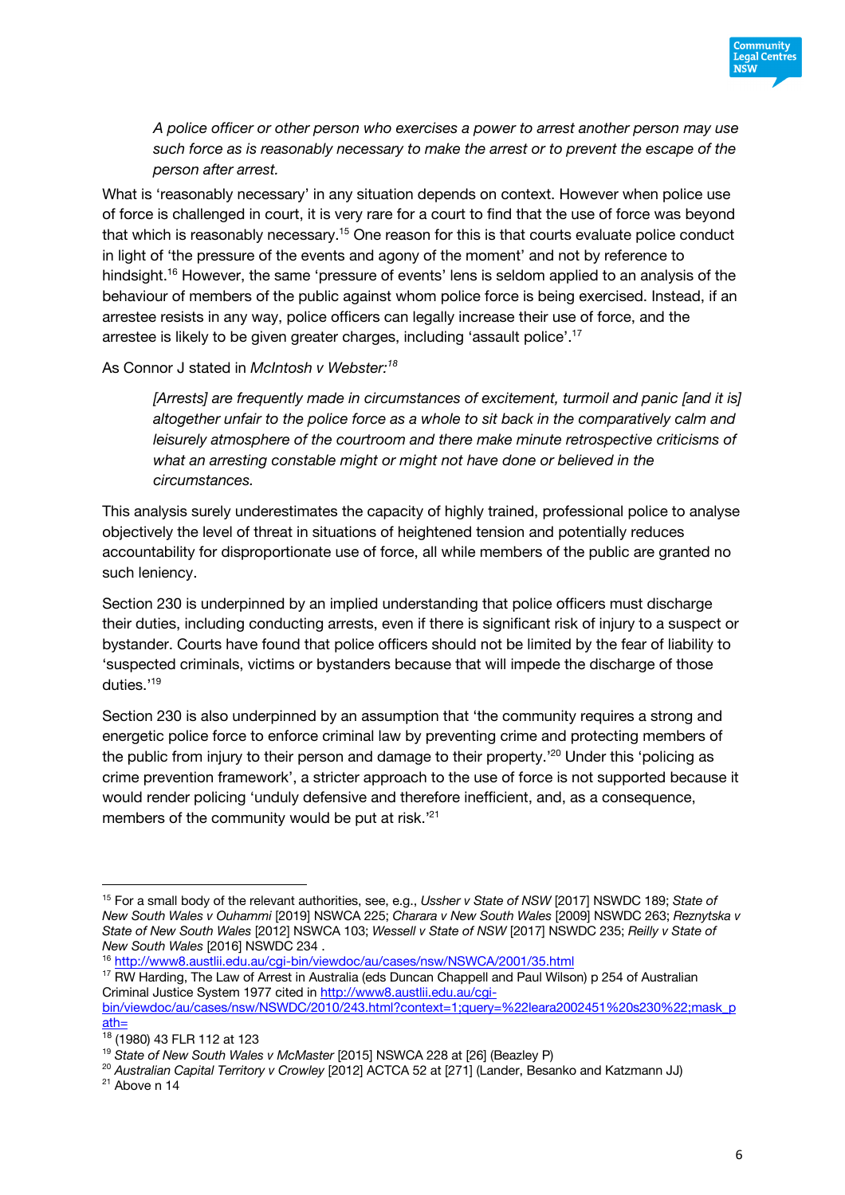> *A police officer or other person who exercises a power to arrest another person may use such force as is reasonably necessary to make the arrest or to prevent the escape of the person after arrest.*

What is 'reasonably necessary' in any situation depends on context. However when police use of force is challenged in court, it is very rare for a court to find that the use of force was beyond that which is reasonably necessary.[15] One reason for this is that courts evaluate police conduct in light of 'the pressure of the events and agony of the moment' and not by reference to hindsight.[16] However, the same 'pressure of events' lens is seldom applied to an analysis of the behaviour of members of the public against whom police force is being exercised. Instead, if an arrestee resists in any way, police officers can legally increase their use of force, and the arrestee is likely to be given greater charges, including 'assault police'.[17]

As Connor J stated in *McIntosh v Webster:*[18]

> *[Arrests] are frequently made in circumstances of excitement, turmoil and panic [and it is] altogether unfair to the police force as a whole to sit back in the comparatively calm and leisurely atmosphere of the courtroom and there make minute retrospective criticisms of what an arresting constable might or might not have done or believed in the circumstances.*

This analysis surely underestimates the capacity of highly trained, professional police to analyse objectively the level of threat in situations of heightened tension and potentially reduces accountability for disproportionate use of force, all while members of the public are granted no such leniency.

Section 230 is underpinned by an implied understanding that police officers must discharge their duties, including conducting arrests, even if there is significant risk of injury to a suspect or bystander. Courts have found that police officers should not be limited by the fear of liability to 'suspected criminals, victims or bystanders because that will impede the discharge of those duties.'[19]

Section 230 is also underpinned by an assumption that 'the community requires a strong and energetic police force to enforce criminal law by preventing crime and protecting members of the public from injury to their person and damage to their property.'[20] Under this 'policing as crime prevention framework', a stricter approach to the use of force is not supported because it would render policing 'unduly defensive and therefore inefficient, and, as a consequence, members of the community would be put at risk.'[21]

---

[15] For a small body of the relevant authorities, see, e.g., *Ussher v State of NSW* [2017] NSWDC 189; *State of New South Wales v Ouhammi* [2019] NSWCA 225; *Charara v New South Wales* [2009] NSWDC 263; *Reznytska v State of New South Wales* [2012] NSWCA 103; *Wessell v State of NSW* [2017] NSWDC 235; *Reilly v State of New South Wales* [2016] NSWDC 234 .

[16] http://www8.austlii.edu.au/cgi-bin/viewdoc/au/cases/nsw/NSWCA/2001/35.html

[17] RW Harding, The Law of Arrest in Australia (eds Duncan Chappell and Paul Wilson) p 254 of Australian Criminal Justice System 1977 cited in http://www8.austlii.edu.au/cgi-bin/viewdoc/au/cases/nsw/NSWDC/2010/243.html?context=1;query=%22leara2002451%20s230%22;mask_path=

[18] (1980) 43 FLR 112 at 123

[19] *State of New South Wales v McMaster* [2015] NSWCA 228 at [26] (Beazley P)

[20] *Australian Capital Territory v Crowley* [2012] ACTCA 52 at [271] (Lander, Besanko and Katzmann JJ)

[21] Above n 14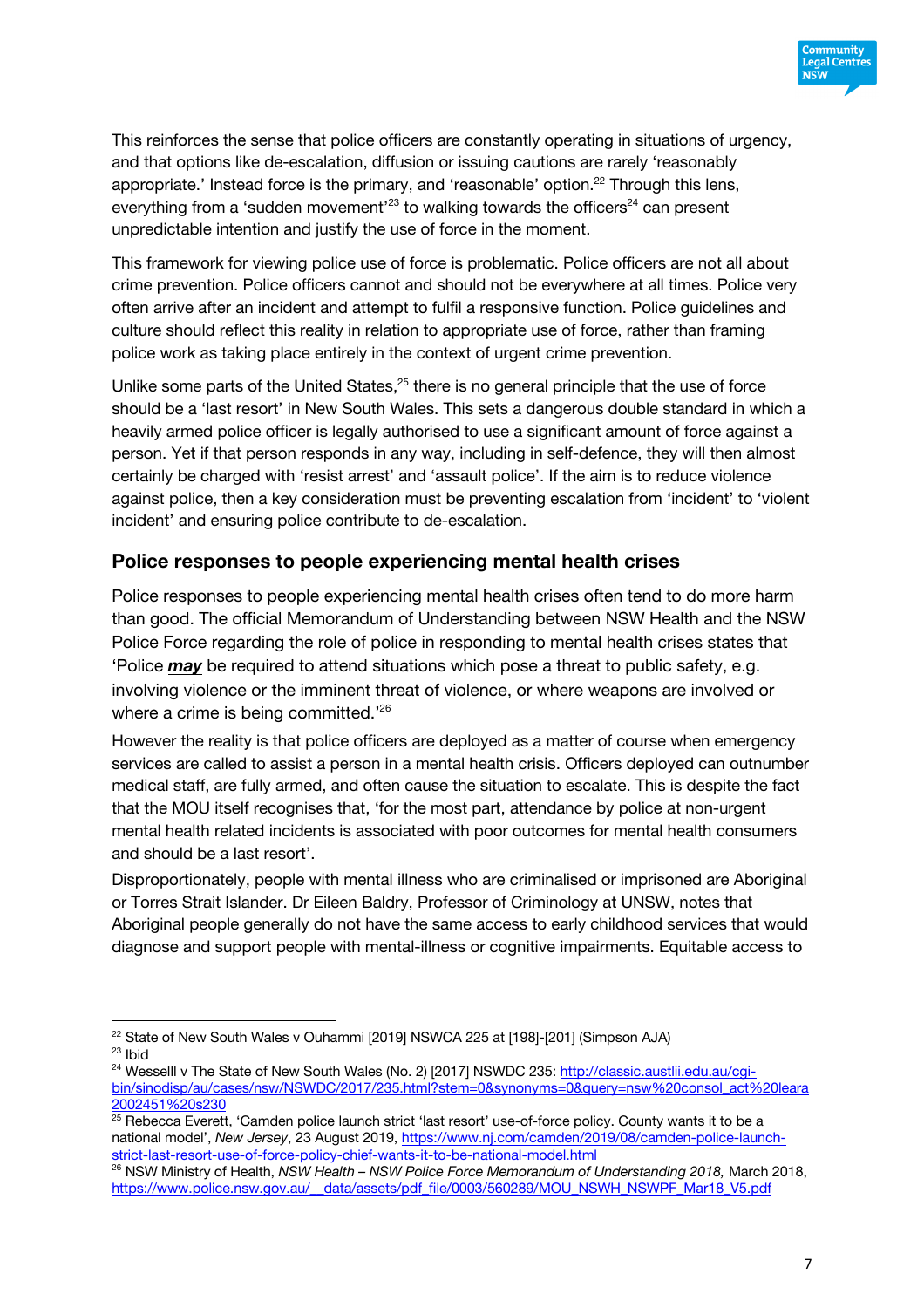This reinforces the sense that police officers are constantly operating in situations of urgency, and that options like de-escalation, diffusion or issuing cautions are rarely 'reasonably appropriate.' Instead force is the primary, and 'reasonable' option.[22] Through this lens, everything from a 'sudden movement'[23] to walking towards the officers[24] can present unpredictable intention and justify the use of force in the moment.

This framework for viewing police use of force is problematic. Police officers are not all about crime prevention. Police officers cannot and should not be everywhere at all times. Police very often arrive after an incident and attempt to fulfil a responsive function. Police guidelines and culture should reflect this reality in relation to appropriate use of force, rather than framing police work as taking place entirely in the context of urgent crime prevention.

Unlike some parts of the United States,[25] there is no general principle that the use of force should be a 'last resort' in New South Wales. This sets a dangerous double standard in which a heavily armed police officer is legally authorised to use a significant amount of force against a person. Yet if that person responds in any way, including in self-defence, they will then almost certainly be charged with 'resist arrest' and 'assault police'. If the aim is to reduce violence against police, then a key consideration must be preventing escalation from 'incident' to 'violent incident' and ensuring police contribute to de-escalation.

## Police responses to people experiencing mental health crises

Police responses to people experiencing mental health crises often tend to do more harm than good. The official Memorandum of Understanding between NSW Health and the NSW Police Force regarding the role of police in responding to mental health crises states that 'Police ***may*** be required to attend situations which pose a threat to public safety, e.g. involving violence or the imminent threat of violence, or where weapons are involved or where a crime is being committed.'[26]

However the reality is that police officers are deployed as a matter of course when emergency services are called to assist a person in a mental health crisis. Officers deployed can outnumber medical staff, are fully armed, and often cause the situation to escalate. This is despite the fact that the MOU itself recognises that, 'for the most part, attendance by police at non-urgent mental health related incidents is associated with poor outcomes for mental health consumers and should be a last resort'.

Disproportionately, people with mental illness who are criminalised or imprisoned are Aboriginal or Torres Strait Islander. Dr Eileen Baldry, Professor of Criminology at UNSW, notes that Aboriginal people generally do not have the same access to early childhood services that would diagnose and support people with mental-illness or cognitive impairments. Equitable access to

---

[22] State of New South Wales v Ouhammi [2019] NSWCA 225 at [198]-[201] (Simpson AJA)

[23] Ibid

[24] Wesselll v The State of New South Wales (No. 2) [2017] NSWDC 235: http://classic.austlii.edu.au/cgi-bin/sinodisp/au/cases/nsw/NSWDC/2017/235.html?stem=0&synonyms=0&query=nsw%20consol_act%20leara2002451%20s230

[25] Rebecca Everett, 'Camden police launch strict 'last resort' use-of-force policy. County wants it to be a national model', *New Jersey*, 23 August 2019, https://www.nj.com/camden/2019/08/camden-police-launch-strict-last-resort-use-of-force-policy-chief-wants-it-to-be-national-model.html

[26] NSW Ministry of Health, *NSW Health – NSW Police Force Memorandum of Understanding 2018,* March 2018, https://www.police.nsw.gov.au/__data/assets/pdf_file/0003/560289/MOU_NSWH_NSWPF_Mar18_V5.pdf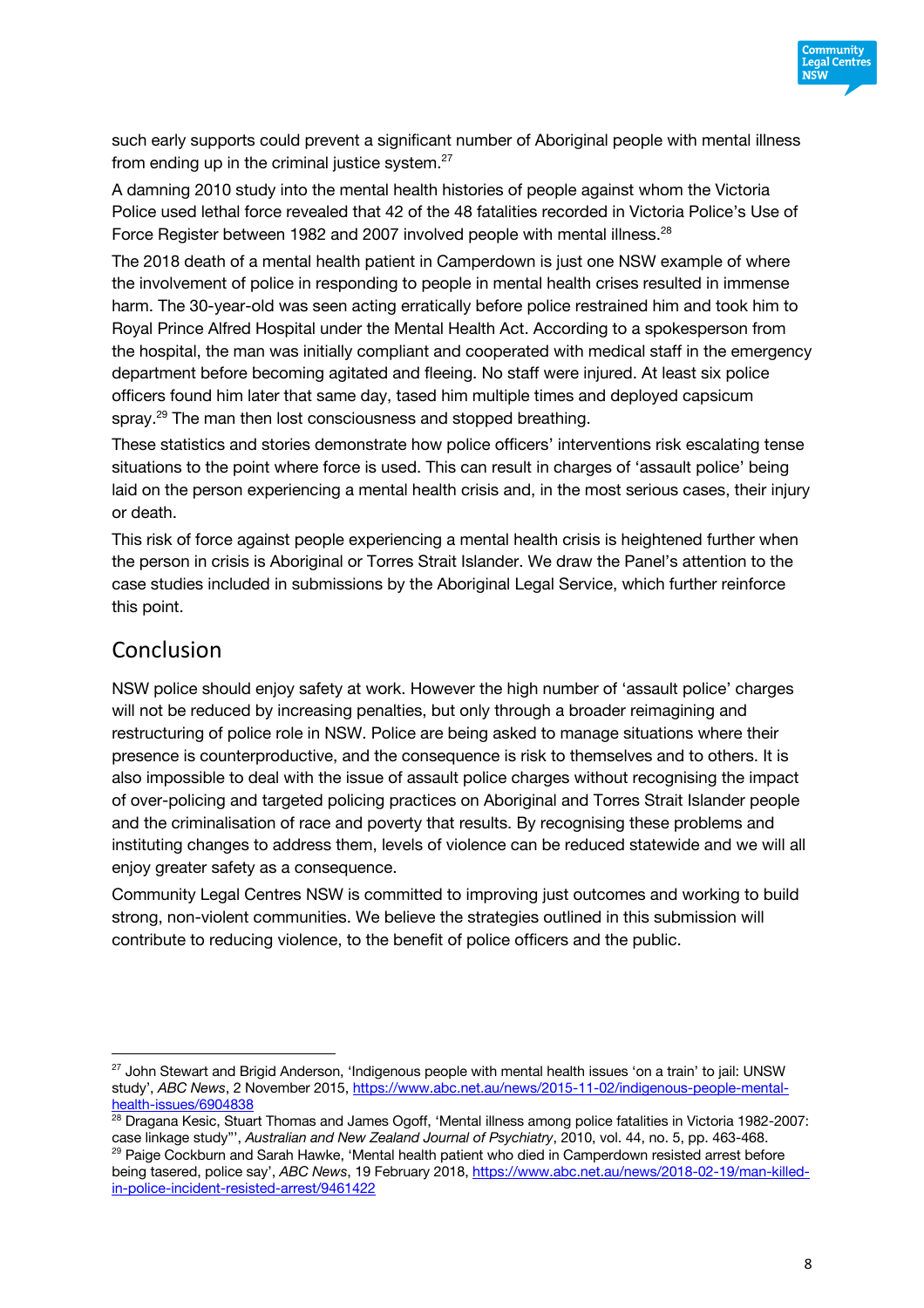such early supports could prevent a significant number of Aboriginal people with mental illness from ending up in the criminal justice system.[27]

A damning 2010 study into the mental health histories of people against whom the Victoria Police used lethal force revealed that 42 of the 48 fatalities recorded in Victoria Police's Use of Force Register between 1982 and 2007 involved people with mental illness.[28]

The 2018 death of a mental health patient in Camperdown is just one NSW example of where the involvement of police in responding to people in mental health crises resulted in immense harm. The 30-year-old was seen acting erratically before police restrained him and took him to Royal Prince Alfred Hospital under the Mental Health Act. According to a spokesperson from the hospital, the man was initially compliant and cooperated with medical staff in the emergency department before becoming agitated and fleeing. No staff were injured. At least six police officers found him later that same day, tased him multiple times and deployed capsicum spray.[29] The man then lost consciousness and stopped breathing.

These statistics and stories demonstrate how police officers' interventions risk escalating tense situations to the point where force is used. This can result in charges of 'assault police' being laid on the person experiencing a mental health crisis and, in the most serious cases, their injury or death.

This risk of force against people experiencing a mental health crisis is heightened further when the person in crisis is Aboriginal or Torres Strait Islander. We draw the Panel's attention to the case studies included in submissions by the Aboriginal Legal Service, which further reinforce this point.

## Conclusion

NSW police should enjoy safety at work. However the high number of 'assault police' charges will not be reduced by increasing penalties, but only through a broader reimagining and restructuring of police role in NSW. Police are being asked to manage situations where their presence is counterproductive, and the consequence is risk to themselves and to others. It is also impossible to deal with the issue of assault police charges without recognising the impact of over-policing and targeted policing practices on Aboriginal and Torres Strait Islander people and the criminalisation of race and poverty that results. By recognising these problems and instituting changes to address them, levels of violence can be reduced statewide and we will all enjoy greater safety as a consequence.

Community Legal Centres NSW is committed to improving just outcomes and working to build strong, non-violent communities. We believe the strategies outlined in this submission will contribute to reducing violence, to the benefit of police officers and the public.

---

[27] John Stewart and Brigid Anderson, 'Indigenous people with mental health issues 'on a train' to jail: UNSW study', *ABC News*, 2 November 2015, https://www.abc.net.au/news/2015-11-02/indigenous-people-mental-health-issues/6904838

[28] Dragana Kesic, Stuart Thomas and James Ogoff, 'Mental illness among police fatalities in Victoria 1982-2007: case linkage study"', *Australian and New Zealand Journal of Psychiatry*, 2010, vol. 44, no. 5, pp. 463-468.

[29] Paige Cockburn and Sarah Hawke, 'Mental health patient who died in Camperdown resisted arrest before being tasered, police say', *ABC News*, 19 February 2018, https://www.abc.net.au/news/2018-02-19/man-killed-in-police-incident-resisted-arrest/9461422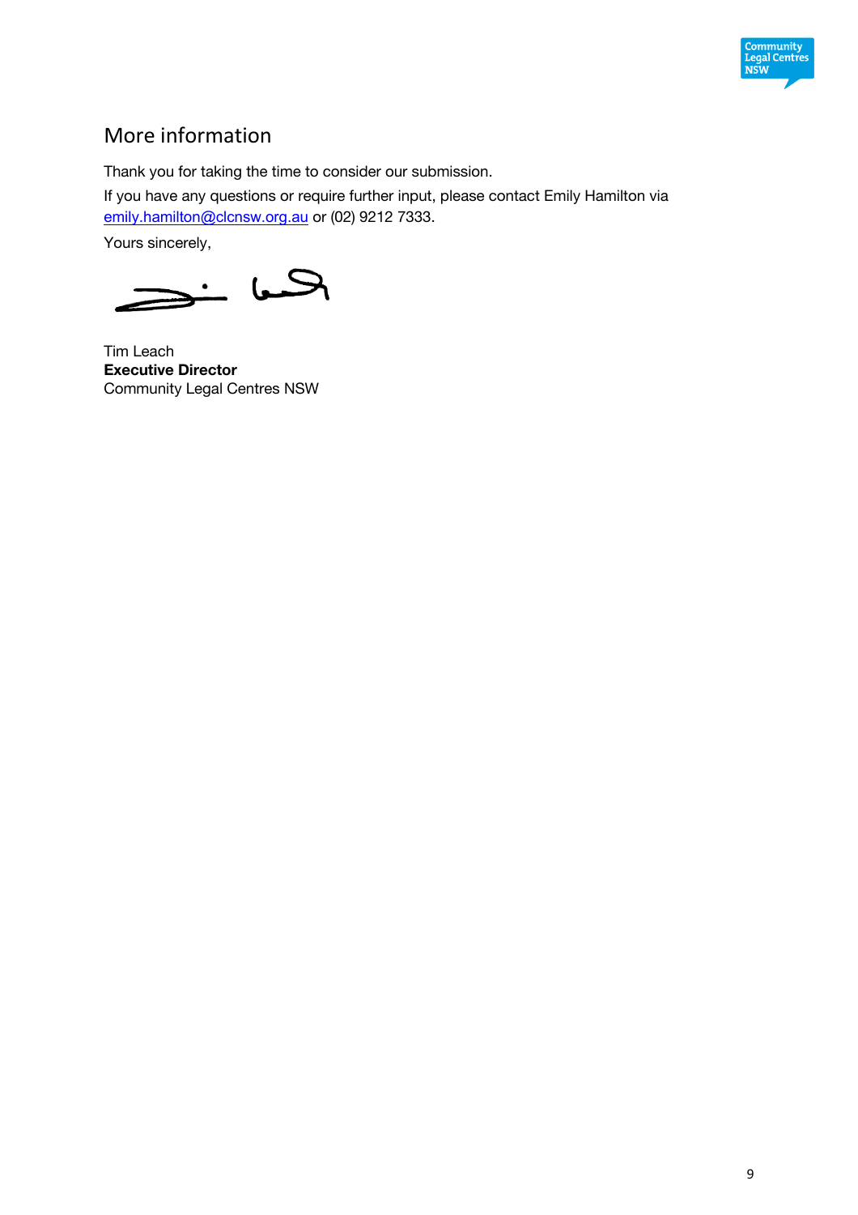## More information

Thank you for taking the time to consider our submission.

If you have any questions or require further input, please contact Emily Hamilton via emily.hamilton@clcnsw.org.au or (02) 9212 7333.

Yours sincerely,

Tim Leach
**Executive Director**
Community Legal Centres NSW